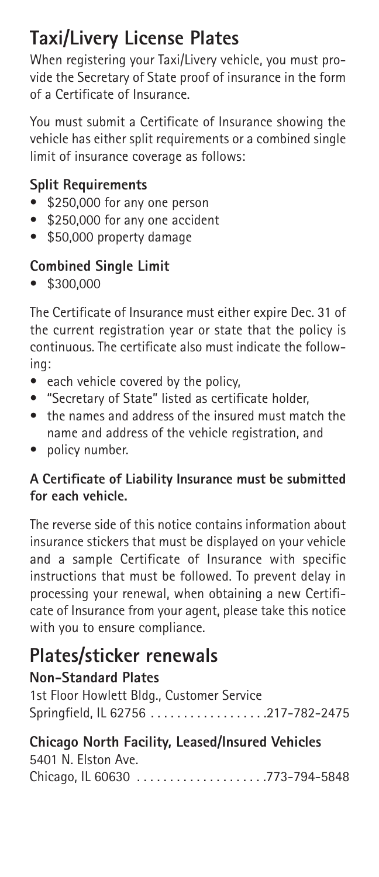# Taxi/Livery License Plates

When registering your Taxi/Livery vehicle, you must provide the Secretary of State proof of insurance in the form of a Certificate of Insurance.

You must submit a Certificate of Insurance showing the vehicle has either split requirements or a combined single limit of insurance coverage as follows:

### Split Requirements

- $250,000 for any one person
- $250,000 for any one accident
- $50,000 property damage

### Combined Single Limit

- $300,000

The Certificate of Insurance must either expire Dec. 31 of the current registration year or state that the policy is continuous. The certificate also must indicate the following:

- each vehicle covered by the policy,
- "Secretary of State" listed as certificate holder,
- the names and address of the insured must match the name and address of the vehicle registration, and
- policy number.

**A Certificate of Liability Insurance must be submitted for each vehicle.**

The reverse side of this notice contains information about insurance stickers that must be displayed on your vehicle and a sample Certificate of Insurance with specific instructions that must be followed. To prevent delay in processing your renewal, when obtaining a new Certificate of Insurance from your agent, please take this notice with you to ensure compliance.

# Plates/sticker renewals

### Non-Standard Plates

1st Floor Howlett Bldg., Customer Service
Springfield, IL 62756 . . . . . . . . . . . . . . . . . .217-782-2475

### Chicago North Facility, Leased/Insured Vehicles

5401 N. Elston Ave.
Chicago, IL 60630 . . . . . . . . . . . . . . . . . . . .773-794-5848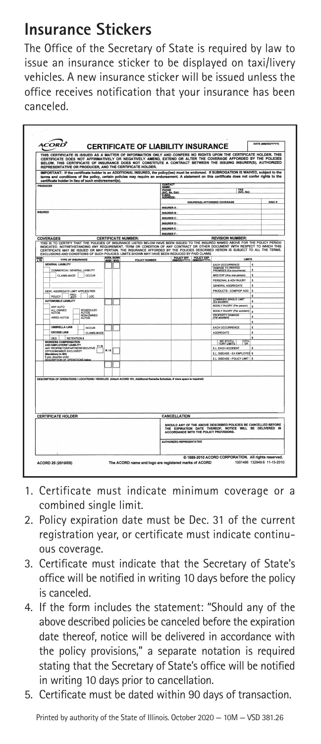# Insurance Stickers

The Office of the Secretary of State is required by law to issue an insurance sticker to be displayed on taxi/livery vehicles. A new insurance sticker will be issued unless the office receives notification that your insurance has been canceled.

ACORD® **CERTIFICATE OF LIABILITY INSURANCE** DATE (MM/DD/YYYY)

THIS CERTIFICATE IS ISSUED AS A MATTER OF INFORMATION ONLY AND CONFERS NO RIGHTS UPON THE CERTIFICATE HOLDER. THIS CERTIFICATE DOES NOT AFFIRMATIVELY OR NEGATIVELY AMEND, EXTEND OR ALTER THE COVERAGE AFFORDED BY THE POLICIES BELOW. THIS CERTIFICATE OF INSURANCE DOES NOT CONSTITUTE A CONTRACT BETWEEN THE ISSUING INSURER(S), AUTHORIZED REPRESENTATIVE OR PRODUCER, AND THE CERTIFICATE HOLDER.

IMPORTANT: If the certificate holder is an ADDITIONAL INSURED, the policy(ies) must be endorsed. If SUBROGATION IS WAIVED, subject to the terms and conditions of the policy, certain policies may require an endorsement. A statement on this certificate does not confer rights to the certificate holder in lieu of such endorsement(s).

| PRODUCER | CONTACT NAME: |
|---|---|
| | PHONE (A/C, No, Ext): FAX (A/C, No): |
| | E-MAIL ADDRESS: |
| | INSURER(S) AFFORDING COVERAGE — NAIC # |
| | INSURER A: |
| INSURED | INSURER B: |
| | INSURER C: |
| | INSURER D: |
| | INSURER E: |
| | INSURER F: |

**COVERAGES** CERTIFICATE NUMBER: REVISION NUMBER:

THIS IS TO CERTIFY THAT THE POLICIES OF INSURANCE LISTED BELOW HAVE BEEN ISSUED TO THE INSURED NAMED ABOVE FOR THE POLICY PERIOD INDICATED. NOTWITHSTANDING ANY REQUIREMENT, TERM OR CONDITION OF ANY CONTRACT OR OTHER DOCUMENT WITH RESPECT TO WHICH THIS CERTIFICATE MAY BE ISSUED OR MAY PERTAIN, THE INSURANCE AFFORDED BY THE POLICIES DESCRIBED HEREIN IS SUBJECT TO ALL THE TERMS, EXCLUSIONS AND CONDITIONS OF SUCH POLICIES. LIMITS SHOWN MAY HAVE BEEN REDUCED BY PAID CLAIMS.

| INSR LTR | TYPE OF INSURANCE | ADDL INSR | SUBR WVD | POLICY NUMBER | POLICY EFF (MM/DD/YYYY) | POLICY EXP (MM/DD/YYYY) | LIMITS | |
|---|---|---|---|---|---|---|---|---|
| | GENERAL LIABILITY<br>COMMERCIAL GENERAL LIABILITY<br>CLAIMS-MADE / OCCUR<br>GEN'L AGGREGATE LIMIT APPLIES PER: POLICY / PRO-JECT / LOC | | | | | | EACH OCCURRENCE<br>DAMAGE TO RENTED PREMISES (Ea occurrence)<br>MED EXP (Any one person)<br>PERSONAL & ADV INJURY<br>GENERAL AGGREGATE<br>PRODUCTS - COMP/OP AGG | $<br>$<br>$<br>$<br>$<br>$<br>$ |
| | AUTOMOBILE LIABILITY<br>ANY AUTO<br>ALL OWNED AUTOS / SCHEDULED AUTOS<br>HIRED AUTOS / NON-OWNED AUTOS | | | | | | COMBINED SINGLE LIMIT (Ea accident)<br>BODILY INJURY (Per person)<br>BODILY INJURY (Per accident)<br>PROPERTY DAMAGE (Per accident) | $<br>$<br>$<br>$<br>$ |
| | UMBRELLA LIAB / OCCUR<br>EXCESS LIAB / CLAIMS-MADE<br>DED / RETENTION $ | | | | | | EACH OCCURRENCE<br>AGGREGATE | $<br>$<br>$ |
| | WORKERS COMPENSATION AND EMPLOYERS' LIABILITY Y/N<br>ANY PROPRIETOR/PARTNER/EXECUTIVE OFFICER/MEMBER EXCLUDED? (Mandatory in NH)<br>If yes, describe under DESCRIPTION OF OPERATIONS below | N/A | | | | | WC STATU-TORY LIMITS / OTH-ER<br>E.L. EACH ACCIDENT<br>E.L. DISEASE - EA EMPLOYEE<br>E.L. DISEASE - POLICY LIMIT | <br>$<br>$<br>$ |

DESCRIPTION OF OPERATIONS / LOCATIONS / VEHICLES (Attach ACORD 101, Additional Remarks Schedule, if more space is required)

| CERTIFICATE HOLDER | CANCELLATION |
|---|---|
| | SHOULD ANY OF THE ABOVE DESCRIBED POLICIES BE CANCELLED BEFORE THE EXPIRATION DATE THEREOF, NOTICE WILL BE DELIVERED IN ACCORDANCE WITH THE POLICY PROVISIONS. |
| | AUTHORIZED REPRESENTATIVE |

© 1988-2010 ACORD CORPORATION. All rights reserved.

ACORD 25 (2010/05) The ACORD name and logo are registered marks of ACORD 1001486 132849.6 11-15-2010

1. Certificate must indicate minimum coverage or a combined single limit.
2. Policy expiration date must be Dec. 31 of the current registration year, or certificate must indicate continuous coverage.
3. Certificate must indicate that the Secretary of State's office will be notified in writing 10 days before the policy is canceled.
4. If the form includes the statement: "Should any of the above described policies be canceled before the expiration date thereof, notice will be delivered in accordance with the policy provisions," a separate notation is required stating that the Secretary of State's office will be notified in writing 10 days prior to cancellation.
5. Certificate must be dated within 90 days of transaction.

Printed by authority of the State of Illinois. October 2020 — 10M — VSD 381.26